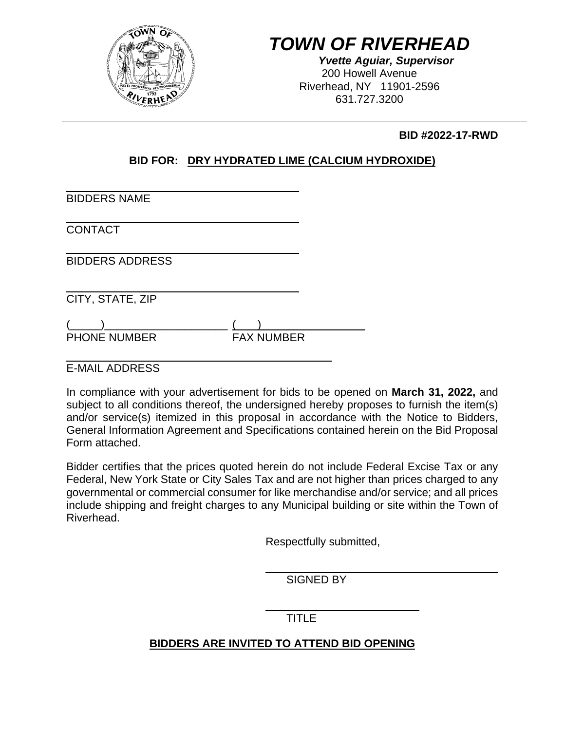# TOWN OF RIVERHEAD

***Yvette Aguiar, Supervisor***
200 Howell Avenue
Riverhead, NY 11901-2596
631.727.3200

---

**BID #2022-17-RWD**

## BID FOR: DRY HYDRATED LIME (CALCIUM HYDROXIDE)

\_\_\_\_\_\_\_\_\_\_\_\_\_\_\_\_\_\_\_\_\_\_\_\_\_\_\_\_\_\_\_\_\_\_\_\_\_\_\_\_
BIDDERS NAME

\_\_\_\_\_\_\_\_\_\_\_\_\_\_\_\_\_\_\_\_\_\_\_\_\_\_\_\_\_\_\_\_\_\_\_\_\_\_\_\_
CONTACT

\_\_\_\_\_\_\_\_\_\_\_\_\_\_\_\_\_\_\_\_\_\_\_\_\_\_\_\_\_\_\_\_\_\_\_\_\_\_\_\_
BIDDERS ADDRESS

\_\_\_\_\_\_\_\_\_\_\_\_\_\_\_\_\_\_\_\_\_\_\_\_\_\_\_\_\_\_\_\_\_\_\_\_\_\_\_\_
CITY, STATE, ZIP

(\_\_\_\_\_)\_\_\_\_\_\_\_\_\_\_\_\_\_\_\_\_\_\_\_\_ (\_\_\_)\_\_\_\_\_\_\_\_\_\_\_\_\_\_\_\_\_\_
PHONE NUMBER FAX NUMBER

\_\_\_\_\_\_\_\_\_\_\_\_\_\_\_\_\_\_\_\_\_\_\_\_\_\_\_\_\_\_\_\_\_\_\_\_\_\_\_\_\_\_\_\_\_
E-MAIL ADDRESS

In compliance with your advertisement for bids to be opened on **March 31, 2022,** and subject to all conditions thereof, the undersigned hereby proposes to furnish the item(s) and/or service(s) itemized in this proposal in accordance with the Notice to Bidders, General Information Agreement and Specifications contained herein on the Bid Proposal Form attached.

Bidder certifies that the prices quoted herein do not include Federal Excise Tax or any Federal, New York State or City Sales Tax and are not higher than prices charged to any governmental or commercial consumer for like merchandise and/or service; and all prices include shipping and freight charges to any Municipal building or site within the Town of Riverhead.

Respectfully submitted,

\_\_\_\_\_\_\_\_\_\_\_\_\_\_\_\_\_\_\_\_\_\_\_\_\_\_\_\_\_\_\_\_\_\_\_\_\_\_\_\_
SIGNED BY

\_\_\_\_\_\_\_\_\_\_\_\_\_\_\_\_\_\_\_\_\_\_\_\_\_\_\_\_
TITLE

**BIDDERS ARE INVITED TO ATTEND BID OPENING**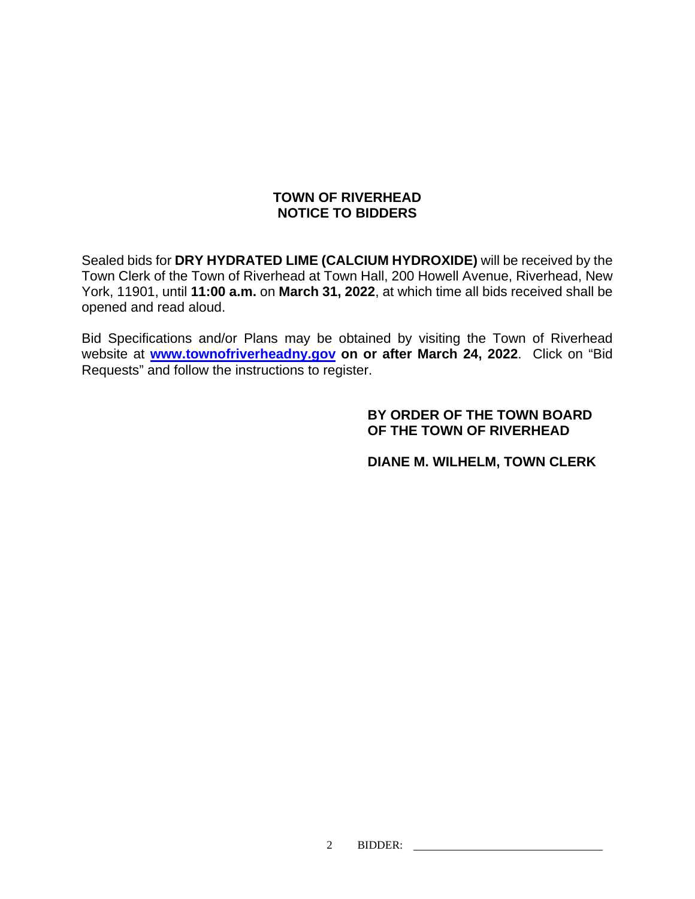# TOWN OF RIVERHEAD
# NOTICE TO BIDDERS

Sealed bids for **DRY HYDRATED LIME (CALCIUM HYDROXIDE)** will be received by the Town Clerk of the Town of Riverhead at Town Hall, 200 Howell Avenue, Riverhead, New York, 11901, until **11:00 a.m.** on **March 31, 2022**, at which time all bids received shall be opened and read aloud.

Bid Specifications and/or Plans may be obtained by visiting the Town of Riverhead website at **[www.townofriverheadny.gov](http://www.townofriverheadny.gov) on or after March 24, 2022**. Click on "Bid Requests" and follow the instructions to register.

**BY ORDER OF THE TOWN BOARD OF THE TOWN OF RIVERHEAD**

**DIANE M. WILHELM, TOWN CLERK**

BIDDER: ____________________________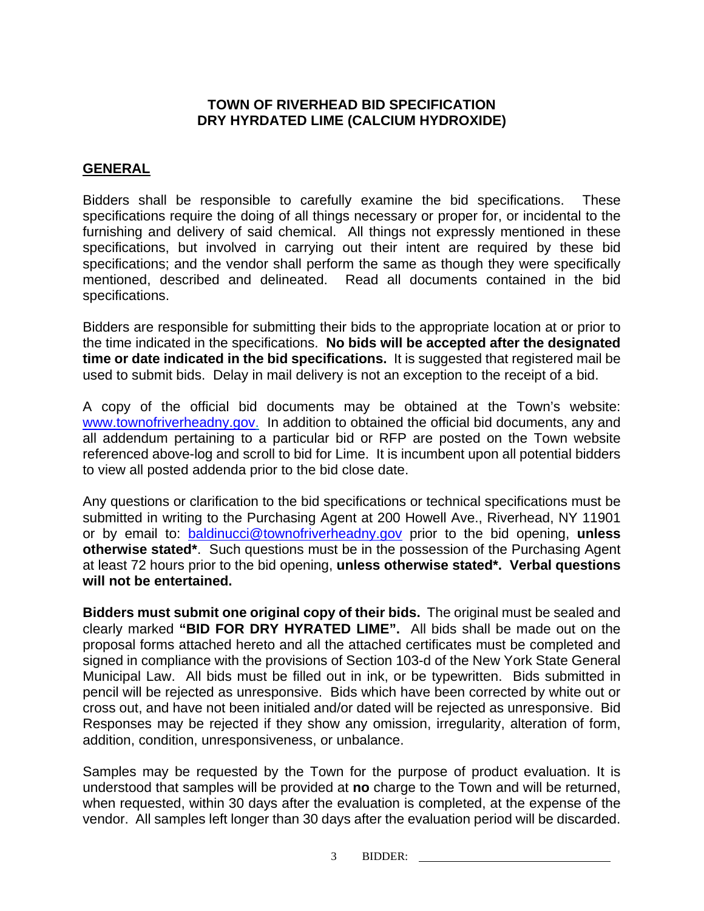**TOWN OF RIVERHEAD BID SPECIFICATION**
**DRY HYRDATED LIME (CALCIUM HYDROXIDE)**

## GENERAL

Bidders shall be responsible to carefully examine the bid specifications. These specifications require the doing of all things necessary or proper for, or incidental to the furnishing and delivery of said chemical. All things not expressly mentioned in these specifications, but involved in carrying out their intent are required by these bid specifications; and the vendor shall perform the same as though they were specifically mentioned, described and delineated. Read all documents contained in the bid specifications.

Bidders are responsible for submitting their bids to the appropriate location at or prior to the time indicated in the specifications. **No bids will be accepted after the designated time or date indicated in the bid specifications.** It is suggested that registered mail be used to submit bids. Delay in mail delivery is not an exception to the receipt of a bid.

A copy of the official bid documents may be obtained at the Town's website: [www.townofriverheadny.gov.](http://www.townofriverheadny.gov) In addition to obtained the official bid documents, any and all addendum pertaining to a particular bid or RFP are posted on the Town website referenced above-log and scroll to bid for Lime. It is incumbent upon all potential bidders to view all posted addenda prior to the bid close date.

Any questions or clarification to the bid specifications or technical specifications must be submitted in writing to the Purchasing Agent at 200 Howell Ave., Riverhead, NY 11901 or by email to: [baldinucci@townofriverheadny.gov](mailto:baldinucci@townofriverheadny.gov) prior to the bid opening, **unless otherwise stated***. Such questions must be in the possession of the Purchasing Agent at least 72 hours prior to the bid opening, **unless otherwise stated*. Verbal questions will not be entertained.**

**Bidders must submit one original copy of their bids.** The original must be sealed and clearly marked **"BID FOR DRY HYRATED LIME".** All bids shall be made out on the proposal forms attached hereto and all the attached certificates must be completed and signed in compliance with the provisions of Section 103-d of the New York State General Municipal Law. All bids must be filled out in ink, or be typewritten. Bids submitted in pencil will be rejected as unresponsive. Bids which have been corrected by white out or cross out, and have not been initialed and/or dated will be rejected as unresponsive. Bid Responses may be rejected if they show any omission, irregularity, alteration of form, addition, condition, unresponsiveness, or unbalance.

Samples may be requested by the Town for the purpose of product evaluation. It is understood that samples will be provided at **no** charge to the Town and will be returned, when requested, within 30 days after the evaluation is completed, at the expense of the vendor. All samples left longer than 30 days after the evaluation period will be discarded.

BIDDER: ______________________________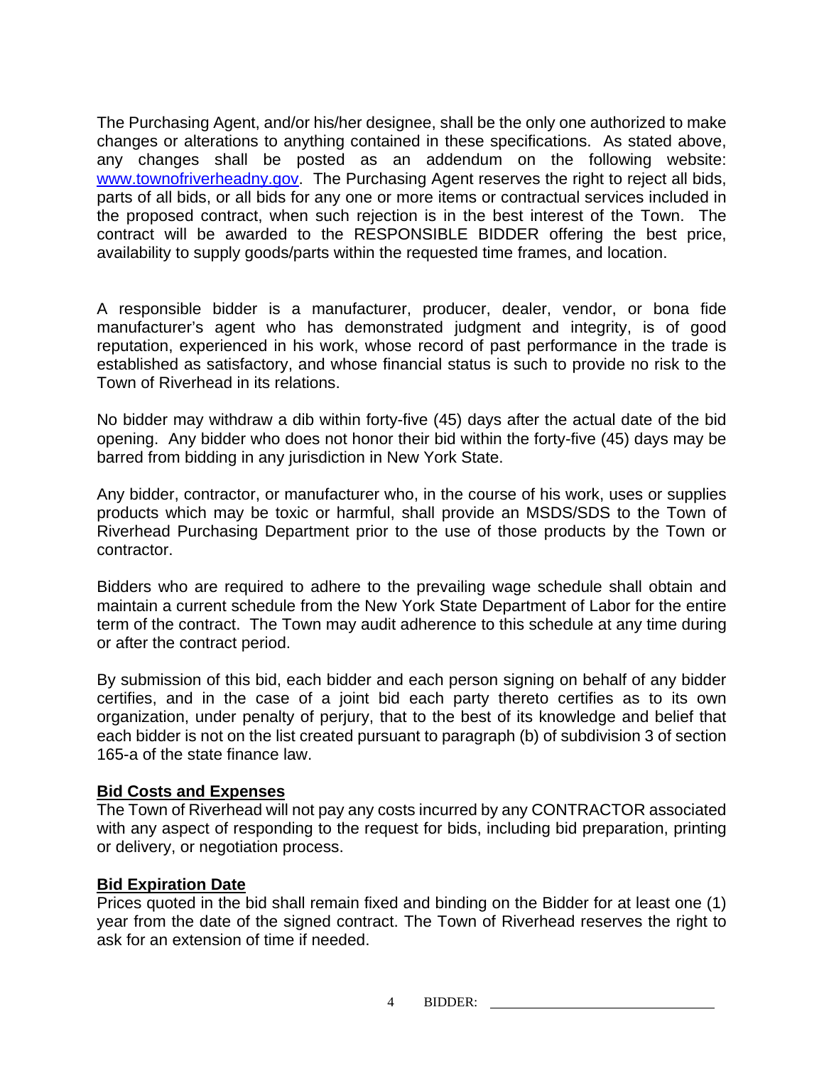The Purchasing Agent, and/or his/her designee, shall be the only one authorized to make changes or alterations to anything contained in these specifications. As stated above, any changes shall be posted as an addendum on the following website: [www.townofriverheadny.gov](http://www.townofriverheadny.gov). The Purchasing Agent reserves the right to reject all bids, parts of all bids, or all bids for any one or more items or contractual services included in the proposed contract, when such rejection is in the best interest of the Town. The contract will be awarded to the RESPONSIBLE BIDDER offering the best price, availability to supply goods/parts within the requested time frames, and location.

A responsible bidder is a manufacturer, producer, dealer, vendor, or bona fide manufacturer's agent who has demonstrated judgment and integrity, is of good reputation, experienced in his work, whose record of past performance in the trade is established as satisfactory, and whose financial status is such to provide no risk to the Town of Riverhead in its relations.

No bidder may withdraw a dib within forty-five (45) days after the actual date of the bid opening. Any bidder who does not honor their bid within the forty-five (45) days may be barred from bidding in any jurisdiction in New York State.

Any bidder, contractor, or manufacturer who, in the course of his work, uses or supplies products which may be toxic or harmful, shall provide an MSDS/SDS to the Town of Riverhead Purchasing Department prior to the use of those products by the Town or contractor.

Bidders who are required to adhere to the prevailing wage schedule shall obtain and maintain a current schedule from the New York State Department of Labor for the entire term of the contract. The Town may audit adherence to this schedule at any time during or after the contract period.

By submission of this bid, each bidder and each person signing on behalf of any bidder certifies, and in the case of a joint bid each party thereto certifies as to its own organization, under penalty of perjury, that to the best of its knowledge and belief that each bidder is not on the list created pursuant to paragraph (b) of subdivision 3 of section 165-a of the state finance law.

**Bid Costs and Expenses**
The Town of Riverhead will not pay any costs incurred by any CONTRACTOR associated with any aspect of responding to the request for bids, including bid preparation, printing or delivery, or negotiation process.

**Bid Expiration Date**
Prices quoted in the bid shall remain fixed and binding on the Bidder for at least one (1) year from the date of the signed contract. The Town of Riverhead reserves the right to ask for an extension of time if needed.

BIDDER: ______________________________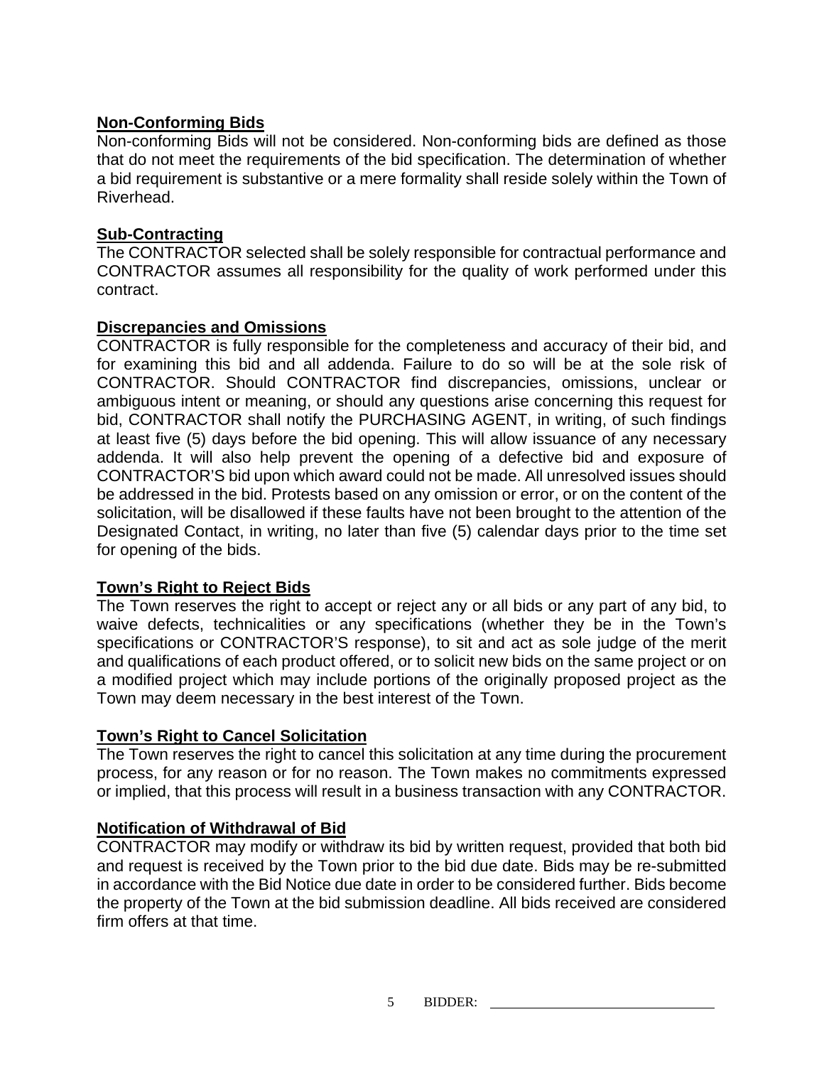## Non-Conforming Bids

Non-conforming Bids will not be considered. Non-conforming bids are defined as those that do not meet the requirements of the bid specification. The determination of whether a bid requirement is substantive or a mere formality shall reside solely within the Town of Riverhead.

## Sub-Contracting

The CONTRACTOR selected shall be solely responsible for contractual performance and CONTRACTOR assumes all responsibility for the quality of work performed under this contract.

## Discrepancies and Omissions

CONTRACTOR is fully responsible for the completeness and accuracy of their bid, and for examining this bid and all addenda. Failure to do so will be at the sole risk of CONTRACTOR. Should CONTRACTOR find discrepancies, omissions, unclear or ambiguous intent or meaning, or should any questions arise concerning this request for bid, CONTRACTOR shall notify the PURCHASING AGENT, in writing, of such findings at least five (5) days before the bid opening. This will allow issuance of any necessary addenda. It will also help prevent the opening of a defective bid and exposure of CONTRACTOR'S bid upon which award could not be made. All unresolved issues should be addressed in the bid. Protests based on any omission or error, or on the content of the solicitation, will be disallowed if these faults have not been brought to the attention of the Designated Contact, in writing, no later than five (5) calendar days prior to the time set for opening of the bids.

## Town's Right to Reject Bids

The Town reserves the right to accept or reject any or all bids or any part of any bid, to waive defects, technicalities or any specifications (whether they be in the Town's specifications or CONTRACTOR'S response), to sit and act as sole judge of the merit and qualifications of each product offered, or to solicit new bids on the same project or on a modified project which may include portions of the originally proposed project as the Town may deem necessary in the best interest of the Town.

## Town's Right to Cancel Solicitation

The Town reserves the right to cancel this solicitation at any time during the procurement process, for any reason or for no reason. The Town makes no commitments expressed or implied, that this process will result in a business transaction with any CONTRACTOR.

## Notification of Withdrawal of Bid

CONTRACTOR may modify or withdraw its bid by written request, provided that both bid and request is received by the Town prior to the bid due date. Bids may be re-submitted in accordance with the Bid Notice due date in order to be considered further. Bids become the property of the Town at the bid submission deadline. All bids received are considered firm offers at that time.

BIDDER: ______________________________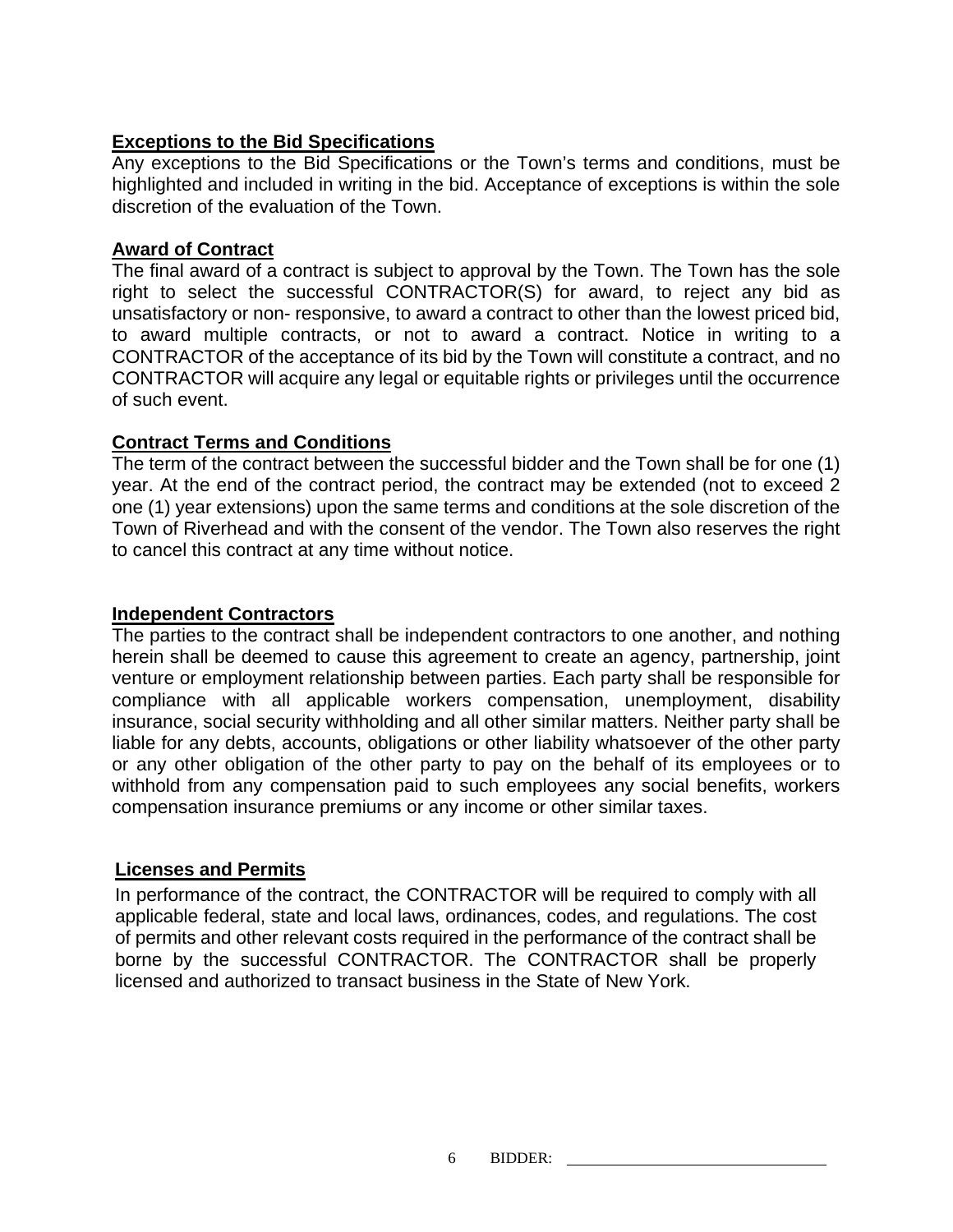**Exceptions to the Bid Specifications**

Any exceptions to the Bid Specifications or the Town's terms and conditions, must be highlighted and included in writing in the bid. Acceptance of exceptions is within the sole discretion of the evaluation of the Town.

**Award of Contract**

The final award of a contract is subject to approval by the Town. The Town has the sole right to select the successful CONTRACTOR(S) for award, to reject any bid as unsatisfactory or non- responsive, to award a contract to other than the lowest priced bid, to award multiple contracts, or not to award a contract. Notice in writing to a CONTRACTOR of the acceptance of its bid by the Town will constitute a contract, and no CONTRACTOR will acquire any legal or equitable rights or privileges until the occurrence of such event.

**Contract Terms and Conditions**

The term of the contract between the successful bidder and the Town shall be for one (1) year. At the end of the contract period, the contract may be extended (not to exceed 2 one (1) year extensions) upon the same terms and conditions at the sole discretion of the Town of Riverhead and with the consent of the vendor. The Town also reserves the right to cancel this contract at any time without notice.

**Independent Contractors**

The parties to the contract shall be independent contractors to one another, and nothing herein shall be deemed to cause this agreement to create an agency, partnership, joint venture or employment relationship between parties. Each party shall be responsible for compliance with all applicable workers compensation, unemployment, disability insurance, social security withholding and all other similar matters. Neither party shall be liable for any debts, accounts, obligations or other liability whatsoever of the other party or any other obligation of the other party to pay on the behalf of its employees or to withhold from any compensation paid to such employees any social benefits, workers compensation insurance premiums or any income or other similar taxes.

**Licenses and Permits**

In performance of the contract, the CONTRACTOR will be required to comply with all applicable federal, state and local laws, ordinances, codes, and regulations. The cost of permits and other relevant costs required in the performance of the contract shall be borne by the successful CONTRACTOR. The CONTRACTOR shall be properly licensed and authorized to transact business in the State of New York.

BIDDER: ______________________________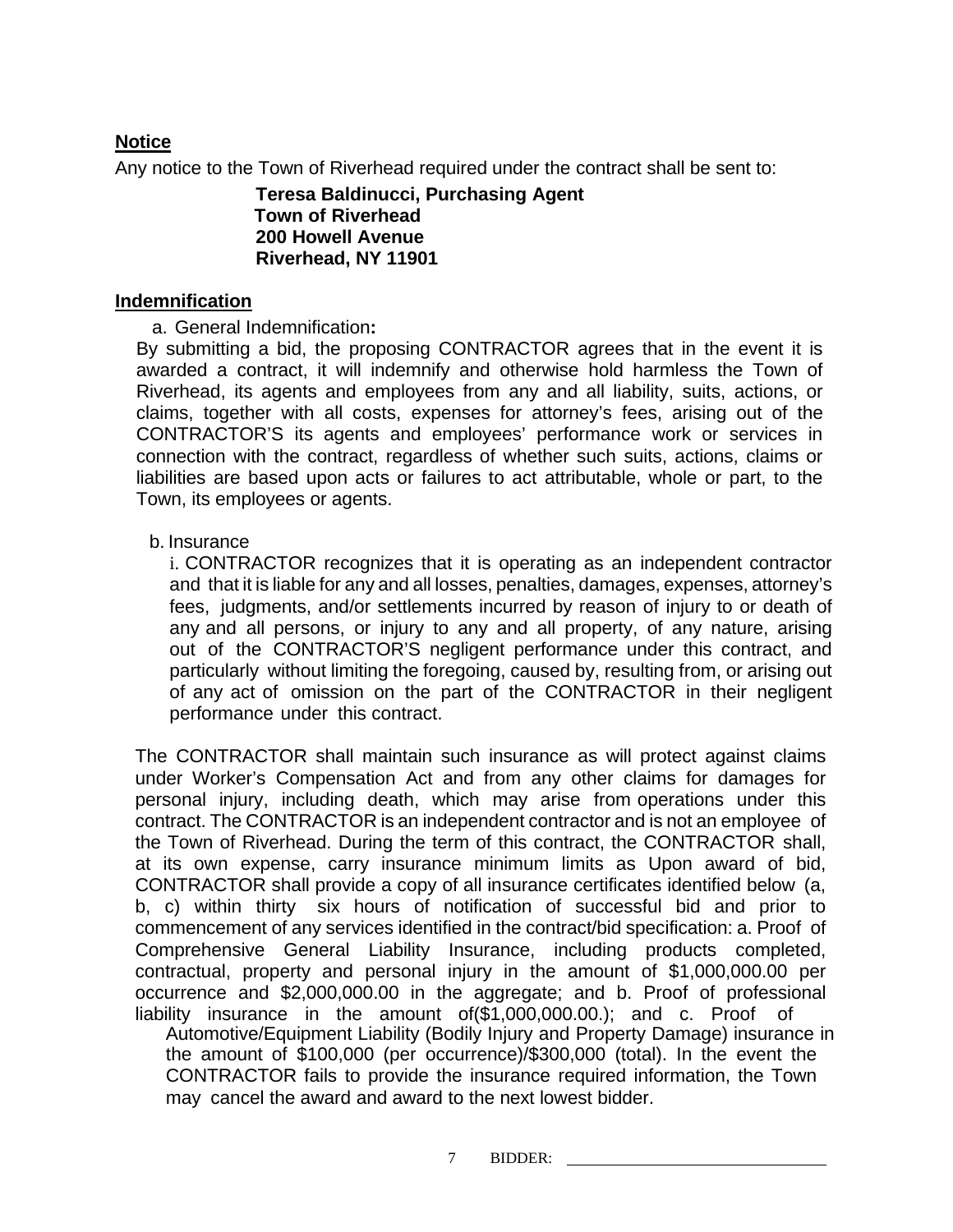## Notice

Any notice to the Town of Riverhead required under the contract shall be sent to:

**Teresa Baldinucci, Purchasing Agent**
**Town of Riverhead**
**200 Howell Avenue**
**Riverhead, NY 11901**

## Indemnification

a. General Indemnification**:**

By submitting a bid, the proposing CONTRACTOR agrees that in the event it is awarded a contract, it will indemnify and otherwise hold harmless the Town of Riverhead, its agents and employees from any and all liability, suits, actions, or claims, together with all costs, expenses for attorney's fees, arising out of the CONTRACTOR'S its agents and employees' performance work or services in connection with the contract, regardless of whether such suits, actions, claims or liabilities are based upon acts or failures to act attributable, whole or part, to the Town, its employees or agents.

b. Insurance

i. CONTRACTOR recognizes that it is operating as an independent contractor and that it is liable for any and all losses, penalties, damages, expenses, attorney's fees, judgments, and/or settlements incurred by reason of injury to or death of any and all persons, or injury to any and all property, of any nature, arising out of the CONTRACTOR'S negligent performance under this contract, and particularly without limiting the foregoing, caused by, resulting from, or arising out of any act of omission on the part of the CONTRACTOR in their negligent performance under this contract.

The CONTRACTOR shall maintain such insurance as will protect against claims under Worker's Compensation Act and from any other claims for damages for personal injury, including death, which may arise from operations under this contract. The CONTRACTOR is an independent contractor and is not an employee of the Town of Riverhead. During the term of this contract, the CONTRACTOR shall, at its own expense, carry insurance minimum limits as Upon award of bid, CONTRACTOR shall provide a copy of all insurance certificates identified below (a, b, c) within thirty six hours of notification of successful bid and prior to commencement of any services identified in the contract/bid specification: a. Proof of Comprehensive General Liability Insurance, including products completed, contractual, property and personal injury in the amount of $1,000,000.00 per occurrence and $2,000,000.00 in the aggregate; and b. Proof of professional liability insurance in the amount of($1,000,000.00.); and c. Proof of Automotive/Equipment Liability (Bodily Injury and Property Damage) insurance in the amount of $100,000 (per occurrence)/$300,000 (total). In the event the CONTRACTOR fails to provide the insurance required information, the Town may cancel the award and award to the next lowest bidder.

BIDDER: ______________________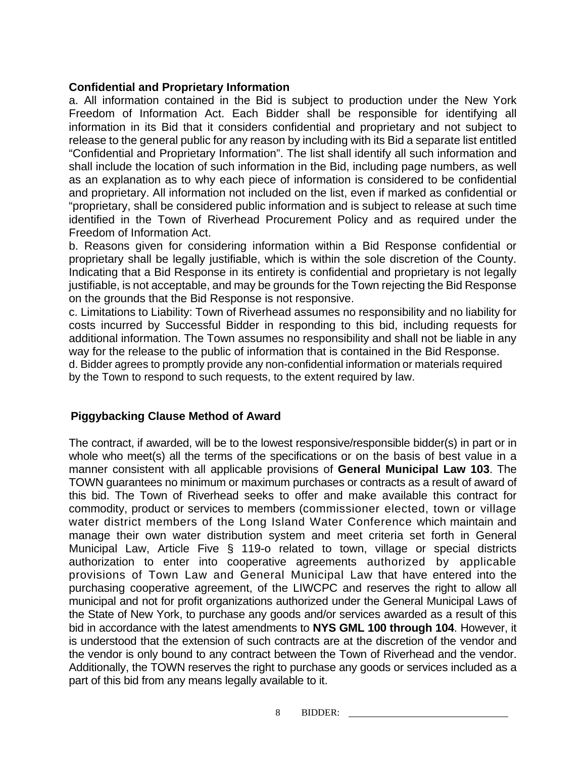**Confidential and Proprietary Information**

a. All information contained in the Bid is subject to production under the New York Freedom of Information Act. Each Bidder shall be responsible for identifying all information in its Bid that it considers confidential and proprietary and not subject to release to the general public for any reason by including with its Bid a separate list entitled "Confidential and Proprietary Information". The list shall identify all such information and shall include the location of such information in the Bid, including page numbers, as well as an explanation as to why each piece of information is considered to be confidential and proprietary. All information not included on the list, even if marked as confidential or "proprietary, shall be considered public information and is subject to release at such time identified in the Town of Riverhead Procurement Policy and as required under the Freedom of Information Act.

b. Reasons given for considering information within a Bid Response confidential or proprietary shall be legally justifiable, which is within the sole discretion of the County. Indicating that a Bid Response in its entirety is confidential and proprietary is not legally justifiable, is not acceptable, and may be grounds for the Town rejecting the Bid Response on the grounds that the Bid Response is not responsive.

c. Limitations to Liability: Town of Riverhead assumes no responsibility and no liability for costs incurred by Successful Bidder in responding to this bid, including requests for additional information. The Town assumes no responsibility and shall not be liable in any way for the release to the public of information that is contained in the Bid Response.

d. Bidder agrees to promptly provide any non-confidential information or materials required by the Town to respond to such requests, to the extent required by law.

**Piggybacking Clause Method of Award**

The contract, if awarded, will be to the lowest responsive/responsible bidder(s) in part or in whole who meet(s) all the terms of the specifications or on the basis of best value in a manner consistent with all applicable provisions of **General Municipal Law 103**. The TOWN guarantees no minimum or maximum purchases or contracts as a result of award of this bid. The Town of Riverhead seeks to offer and make available this contract for commodity, product or services to members (commissioner elected, town or village water district members of the Long Island Water Conference which maintain and manage their own water distribution system and meet criteria set forth in General Municipal Law, Article Five § 119-o related to town, village or special districts authorization to enter into cooperative agreements authorized by applicable provisions of Town Law and General Municipal Law that have entered into the purchasing cooperative agreement, of the LIWCPC and reserves the right to allow all municipal and not for profit organizations authorized under the General Municipal Laws of the State of New York, to purchase any goods and/or services awarded as a result of this bid in accordance with the latest amendments to **NYS GML 100 through 104**. However, it is understood that the extension of such contracts are at the discretion of the vendor and the vendor is only bound to any contract between the Town of Riverhead and the vendor. Additionally, the TOWN reserves the right to purchase any goods or services included as a part of this bid from any means legally available to it.

BIDDER: ______________________________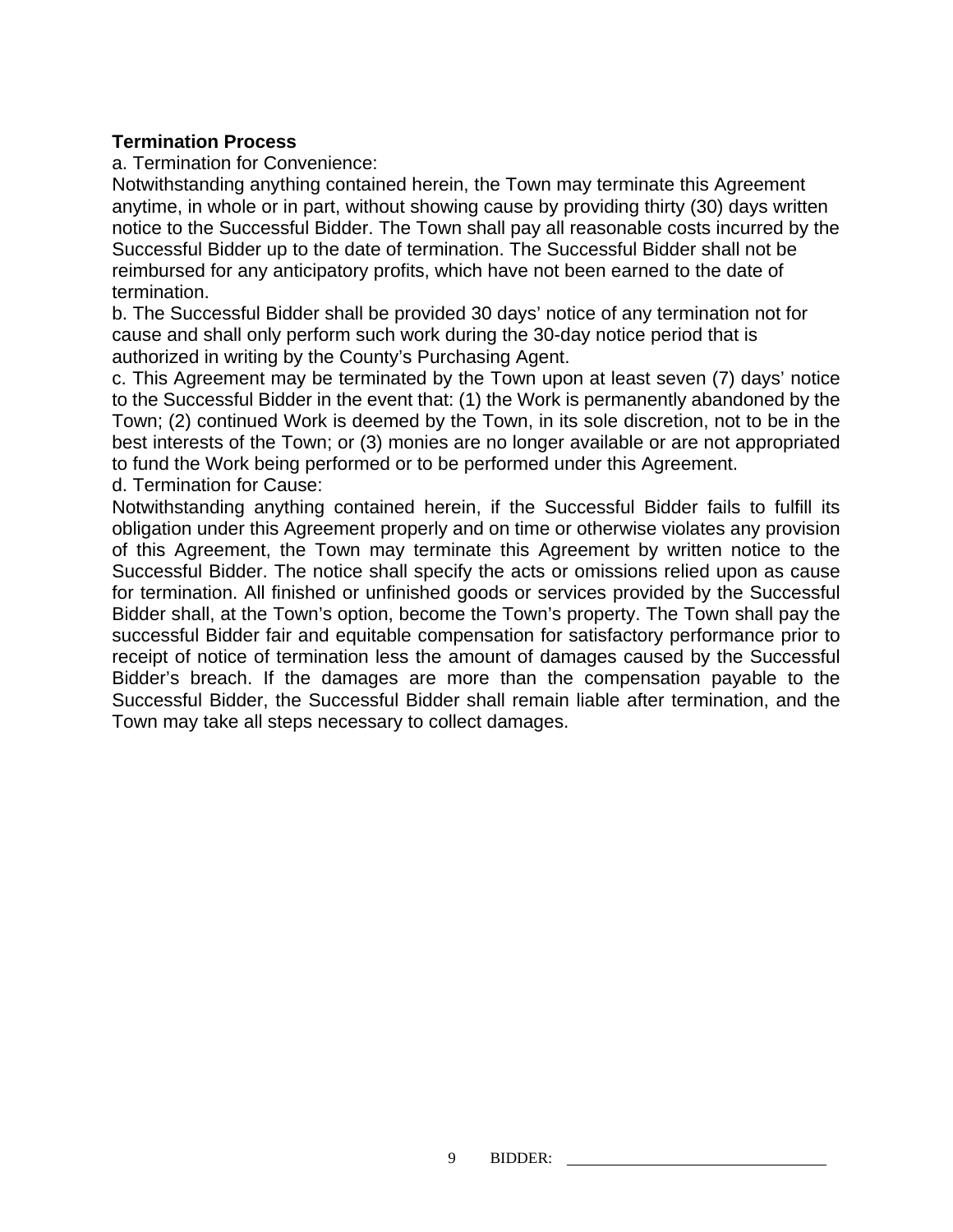**Termination Process**

a. Termination for Convenience:

Notwithstanding anything contained herein, the Town may terminate this Agreement anytime, in whole or in part, without showing cause by providing thirty (30) days written notice to the Successful Bidder. The Town shall pay all reasonable costs incurred by the Successful Bidder up to the date of termination. The Successful Bidder shall not be reimbursed for any anticipatory profits, which have not been earned to the date of termination.

b. The Successful Bidder shall be provided 30 days' notice of any termination not for cause and shall only perform such work during the 30-day notice period that is authorized in writing by the County's Purchasing Agent.

c. This Agreement may be terminated by the Town upon at least seven (7) days' notice to the Successful Bidder in the event that: (1) the Work is permanently abandoned by the Town; (2) continued Work is deemed by the Town, in its sole discretion, not to be in the best interests of the Town; or (3) monies are no longer available or are not appropriated to fund the Work being performed or to be performed under this Agreement.

d. Termination for Cause:

Notwithstanding anything contained herein, if the Successful Bidder fails to fulfill its obligation under this Agreement properly and on time or otherwise violates any provision of this Agreement, the Town may terminate this Agreement by written notice to the Successful Bidder. The notice shall specify the acts or omissions relied upon as cause for termination. All finished or unfinished goods or services provided by the Successful Bidder shall, at the Town's option, become the Town's property. The Town shall pay the successful Bidder fair and equitable compensation for satisfactory performance prior to receipt of notice of termination less the amount of damages caused by the Successful Bidder's breach. If the damages are more than the compensation payable to the Successful Bidder, the Successful Bidder shall remain liable after termination, and the Town may take all steps necessary to collect damages.

BIDDER: ______________________________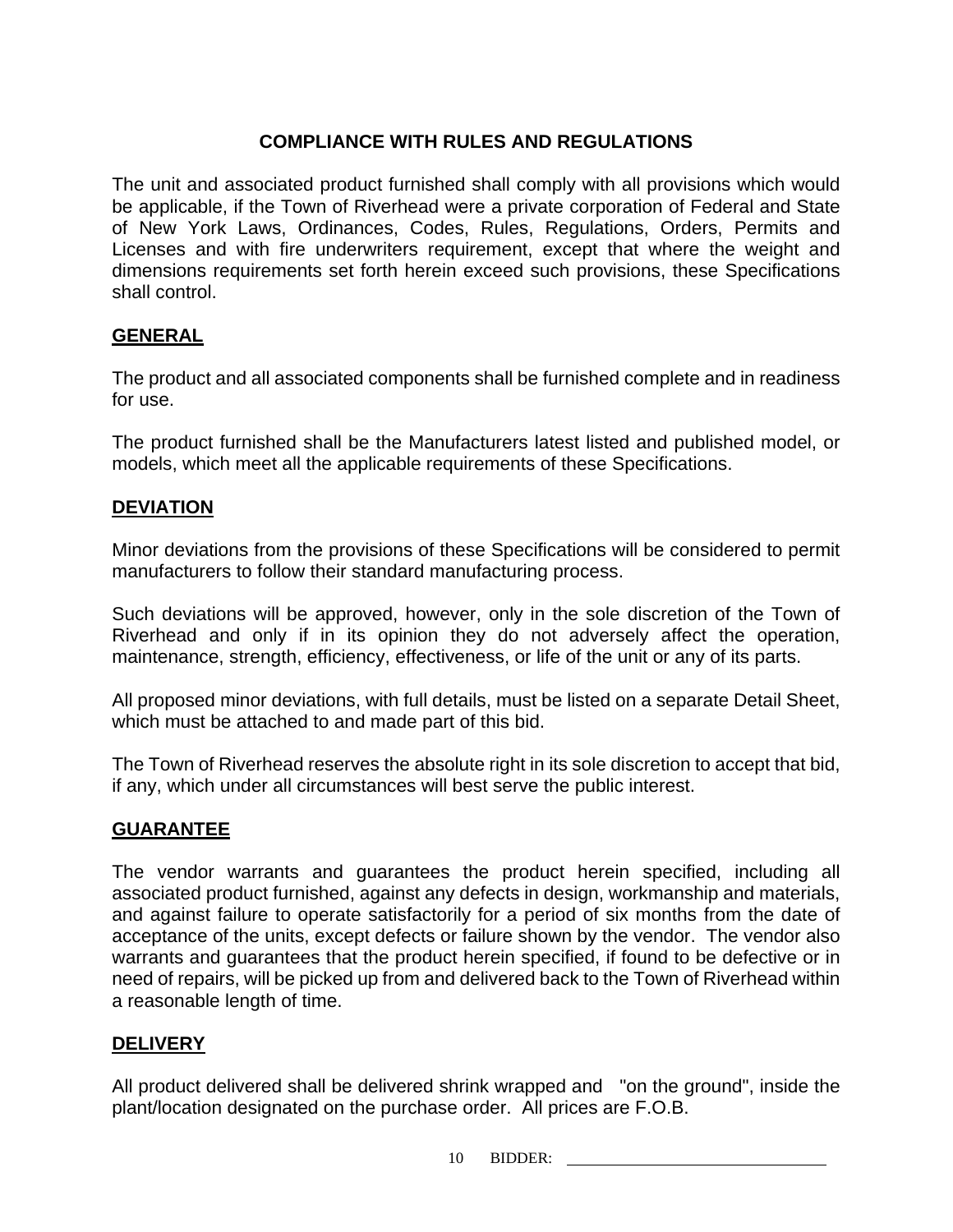## COMPLIANCE WITH RULES AND REGULATIONS

The unit and associated product furnished shall comply with all provisions which would be applicable, if the Town of Riverhead were a private corporation of Federal and State of New York Laws, Ordinances, Codes, Rules, Regulations, Orders, Permits and Licenses and with fire underwriters requirement, except that where the weight and dimensions requirements set forth herein exceed such provisions, these Specifications shall control.

### GENERAL

The product and all associated components shall be furnished complete and in readiness for use.

The product furnished shall be the Manufacturers latest listed and published model, or models, which meet all the applicable requirements of these Specifications.

### DEVIATION

Minor deviations from the provisions of these Specifications will be considered to permit manufacturers to follow their standard manufacturing process.

Such deviations will be approved, however, only in the sole discretion of the Town of Riverhead and only if in its opinion they do not adversely affect the operation, maintenance, strength, efficiency, effectiveness, or life of the unit or any of its parts.

All proposed minor deviations, with full details, must be listed on a separate Detail Sheet, which must be attached to and made part of this bid.

The Town of Riverhead reserves the absolute right in its sole discretion to accept that bid, if any, which under all circumstances will best serve the public interest.

### GUARANTEE

The vendor warrants and guarantees the product herein specified, including all associated product furnished, against any defects in design, workmanship and materials, and against failure to operate satisfactorily for a period of six months from the date of acceptance of the units, except defects or failure shown by the vendor. The vendor also warrants and guarantees that the product herein specified, if found to be defective or in need of repairs, will be picked up from and delivered back to the Town of Riverhead within a reasonable length of time.

### DELIVERY

All product delivered shall be delivered shrink wrapped and "on the ground", inside the plant/location designated on the purchase order. All prices are F.O.B.

BIDDER: ______________________________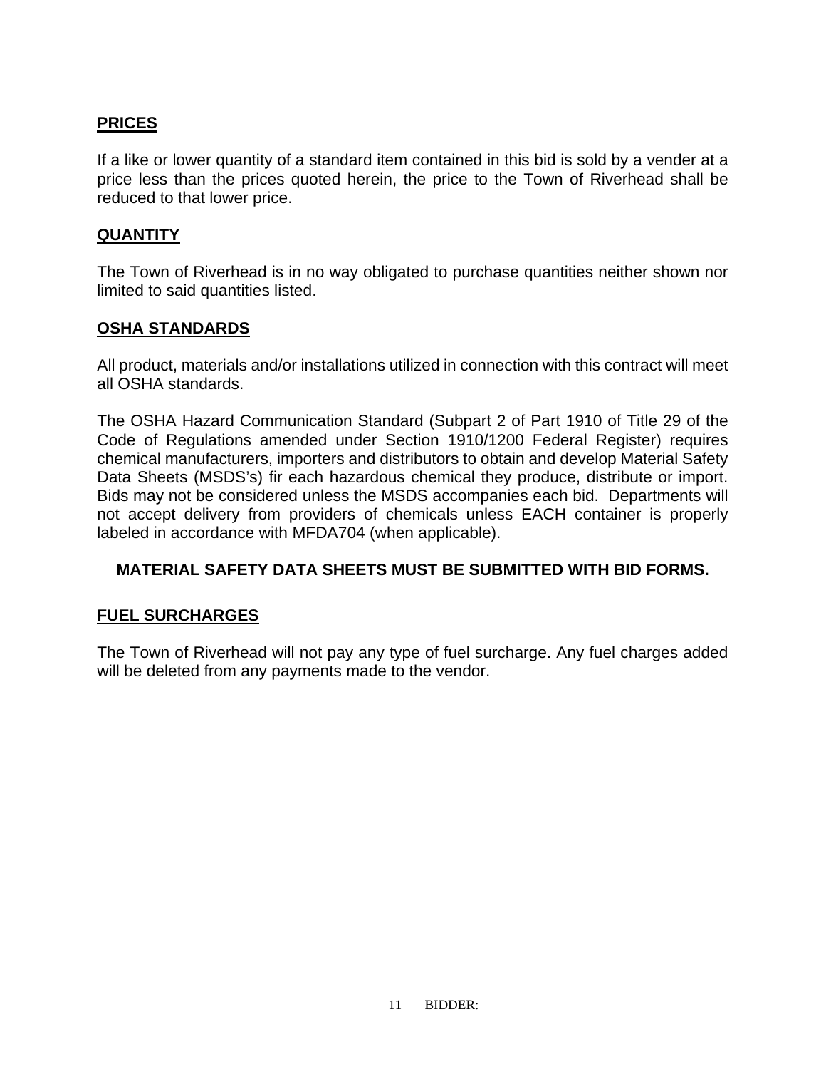## PRICES

If a like or lower quantity of a standard item contained in this bid is sold by a vender at a price less than the prices quoted herein, the price to the Town of Riverhead shall be reduced to that lower price.

## QUANTITY

The Town of Riverhead is in no way obligated to purchase quantities neither shown nor limited to said quantities listed.

## OSHA STANDARDS

All product, materials and/or installations utilized in connection with this contract will meet all OSHA standards.

The OSHA Hazard Communication Standard (Subpart 2 of Part 1910 of Title 29 of the Code of Regulations amended under Section 1910/1200 Federal Register) requires chemical manufacturers, importers and distributors to obtain and develop Material Safety Data Sheets (MSDS's) fir each hazardous chemical they produce, distribute or import. Bids may not be considered unless the MSDS accompanies each bid. Departments will not accept delivery from providers of chemicals unless EACH container is properly labeled in accordance with MFDA704 (when applicable).

**MATERIAL SAFETY DATA SHEETS MUST BE SUBMITTED WITH BID FORMS.**

## FUEL SURCHARGES

The Town of Riverhead will not pay any type of fuel surcharge. Any fuel charges added will be deleted from any payments made to the vendor.

BIDDER: ______________________________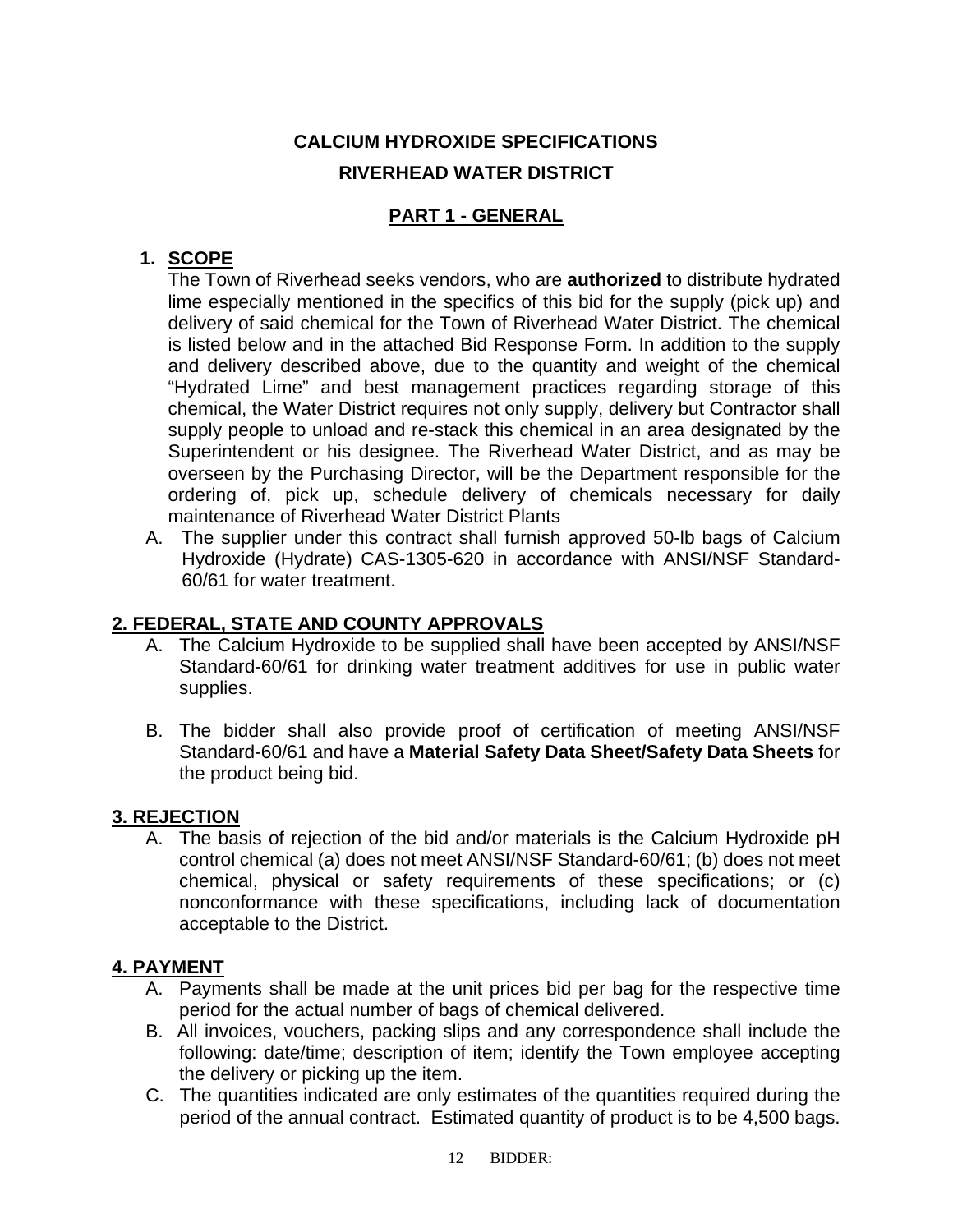**CALCIUM HYDROXIDE SPECIFICATIONS**

**RIVERHEAD WATER DISTRICT**

## PART 1 - GENERAL

### 1. SCOPE

The Town of Riverhead seeks vendors, who are **authorized** to distribute hydrated lime especially mentioned in the specifics of this bid for the supply (pick up) and delivery of said chemical for the Town of Riverhead Water District. The chemical is listed below and in the attached Bid Response Form. In addition to the supply and delivery described above, due to the quantity and weight of the chemical "Hydrated Lime" and best management practices regarding storage of this chemical, the Water District requires not only supply, delivery but Contractor shall supply people to unload and re-stack this chemical in an area designated by the Superintendent or his designee. The Riverhead Water District, and as may be overseen by the Purchasing Director, will be the Department responsible for the ordering of, pick up, schedule delivery of chemicals necessary for daily maintenance of Riverhead Water District Plants

A. The supplier under this contract shall furnish approved 50-lb bags of Calcium Hydroxide (Hydrate) CAS-1305-620 in accordance with ANSI/NSF Standard-60/61 for water treatment.

### 2. FEDERAL, STATE AND COUNTY APPROVALS

A. The Calcium Hydroxide to be supplied shall have been accepted by ANSI/NSF Standard-60/61 for drinking water treatment additives for use in public water supplies.

B. The bidder shall also provide proof of certification of meeting ANSI/NSF Standard-60/61 and have a **Material Safety Data Sheet/Safety Data Sheets** for the product being bid.

### 3. REJECTION

A. The basis of rejection of the bid and/or materials is the Calcium Hydroxide pH control chemical (a) does not meet ANSI/NSF Standard-60/61; (b) does not meet chemical, physical or safety requirements of these specifications; or (c) nonconformance with these specifications, including lack of documentation acceptable to the District.

### 4. PAYMENT

A. Payments shall be made at the unit prices bid per bag for the respective time period for the actual number of bags of chemical delivered.

B. All invoices, vouchers, packing slips and any correspondence shall include the following: date/time; description of item; identify the Town employee accepting the delivery or picking up the item.

C. The quantities indicated are only estimates of the quantities required during the period of the annual contract. Estimated quantity of product is to be 4,500 bags.

BIDDER: ______________________________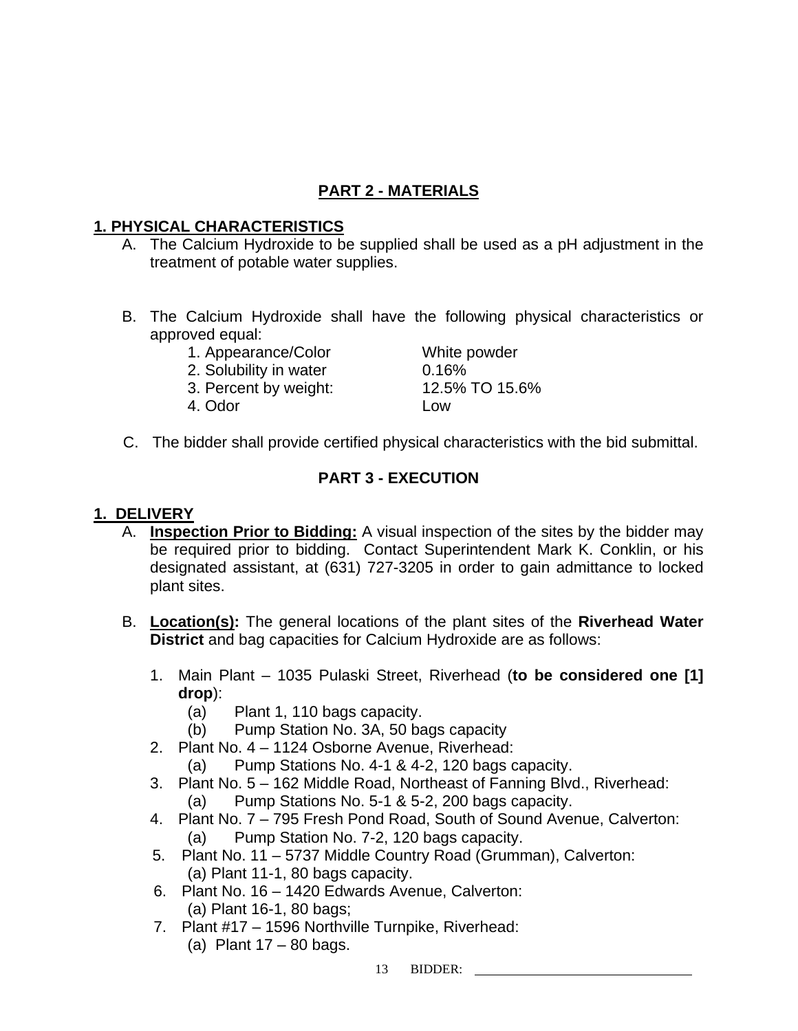## PART 2 - MATERIALS

### 1. PHYSICAL CHARACTERISTICS

A. The Calcium Hydroxide to be supplied shall be used as a pH adjustment in the treatment of potable water supplies.

B. The Calcium Hydroxide shall have the following physical characteristics or approved equal:

| | |
|---|---|
| 1. Appearance/Color | White powder |
| 2. Solubility in water | 0.16% |
| 3. Percent by weight: | 12.5% TO 15.6% |
| 4. Odor | Low |

C. The bidder shall provide certified physical characteristics with the bid submittal.

## PART 3 - EXECUTION

### 1. DELIVERY

A. **Inspection Prior to Bidding:** A visual inspection of the sites by the bidder may be required prior to bidding. Contact Superintendent Mark K. Conklin, or his designated assistant, at (631) 727-3205 in order to gain admittance to locked plant sites.

B. **Location(s):** The general locations of the plant sites of the **Riverhead Water District** and bag capacities for Calcium Hydroxide are as follows:

1. Main Plant – 1035 Pulaski Street, Riverhead (**to be considered one [1] drop**):
   - (a) Plant 1, 110 bags capacity.
   - (b) Pump Station No. 3A, 50 bags capacity
2. Plant No. 4 – 1124 Osborne Avenue, Riverhead:
   - (a) Pump Stations No. 4-1 & 4-2, 120 bags capacity.
3. Plant No. 5 – 162 Middle Road, Northeast of Fanning Blvd., Riverhead:
   - (a) Pump Stations No. 5-1 & 5-2, 200 bags capacity.
4. Plant No. 7 – 795 Fresh Pond Road, South of Sound Avenue, Calverton:
   - (a) Pump Station No. 7-2, 120 bags capacity.
5. Plant No. 11 – 5737 Middle Country Road (Grumman), Calverton:
   - (a) Plant 11-1, 80 bags capacity.
6. Plant No. 16 – 1420 Edwards Avenue, Calverton:
   - (a) Plant 16-1, 80 bags;
7. Plant #17 – 1596 Northville Turnpike, Riverhead:
   - (a) Plant 17 – 80 bags.

BIDDER: ______________________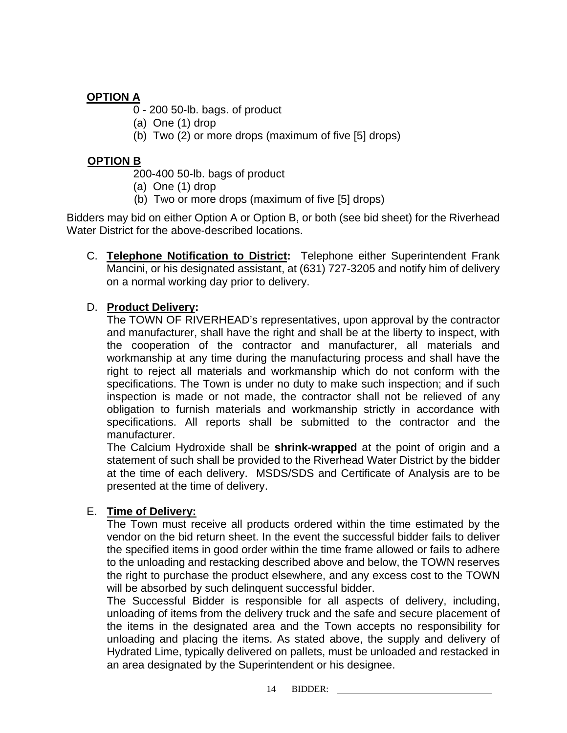**OPTION A**

0 - 200 50-lb. bags. of product

(a) One (1) drop

(b) Two (2) or more drops (maximum of five [5] drops)

**OPTION B**

200-400 50-lb. bags of product

(a) One (1) drop

(b) Two or more drops (maximum of five [5] drops)

Bidders may bid on either Option A or Option B, or both (see bid sheet) for the Riverhead Water District for the above-described locations.

C. **Telephone Notification to District:** Telephone either Superintendent Frank Mancini, or his designated assistant, at (631) 727-3205 and notify him of delivery on a normal working day prior to delivery.

D. **Product Delivery:**
The TOWN OF RIVERHEAD's representatives, upon approval by the contractor and manufacturer, shall have the right and shall be at the liberty to inspect, with the cooperation of the contractor and manufacturer, all materials and workmanship at any time during the manufacturing process and shall have the right to reject all materials and workmanship which do not conform with the specifications. The Town is under no duty to make such inspection; and if such inspection is made or not made, the contractor shall not be relieved of any obligation to furnish materials and workmanship strictly in accordance with specifications. All reports shall be submitted to the contractor and the manufacturer.
The Calcium Hydroxide shall be **shrink-wrapped** at the point of origin and a statement of such shall be provided to the Riverhead Water District by the bidder at the time of each delivery. MSDS/SDS and Certificate of Analysis are to be presented at the time of delivery.

E. **Time of Delivery:**
The Town must receive all products ordered within the time estimated by the vendor on the bid return sheet. In the event the successful bidder fails to deliver the specified items in good order within the time frame allowed or fails to adhere to the unloading and restacking described above and below, the TOWN reserves the right to purchase the product elsewhere, and any excess cost to the TOWN will be absorbed by such delinquent successful bidder.
The Successful Bidder is responsible for all aspects of delivery, including, unloading of items from the delivery truck and the safe and secure placement of the items in the designated area and the Town accepts no responsibility for unloading and placing the items. As stated above, the supply and delivery of Hydrated Lime, typically delivered on pallets, must be unloaded and restacked in an area designated by the Superintendent or his designee.

BIDDER: ______________________________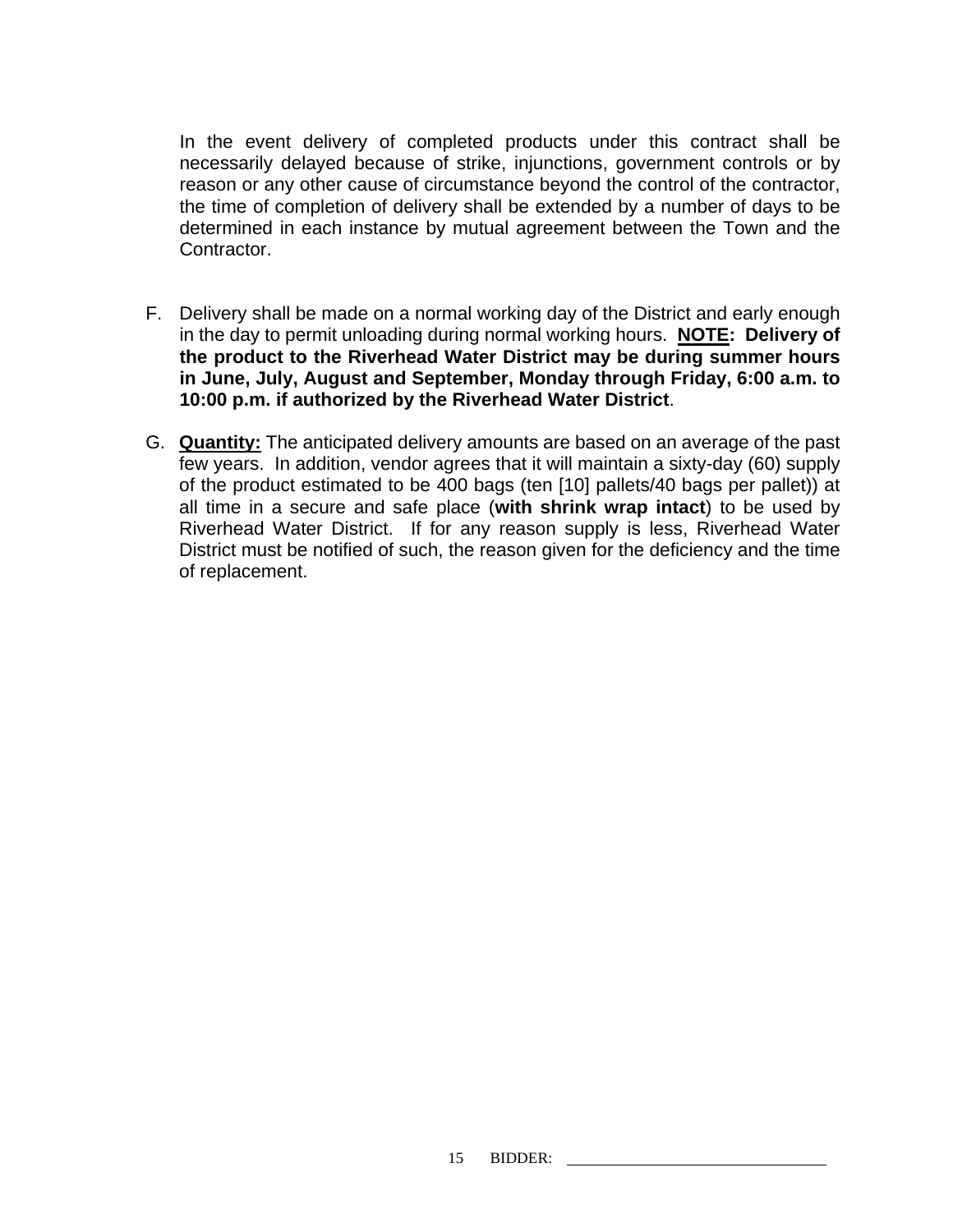In the event delivery of completed products under this contract shall be necessarily delayed because of strike, injunctions, government controls or by reason or any other cause of circumstance beyond the control of the contractor, the time of completion of delivery shall be extended by a number of days to be determined in each instance by mutual agreement between the Town and the Contractor.

F. Delivery shall be made on a normal working day of the District and early enough in the day to permit unloading during normal working hours. **<u>NOTE</u>: Delivery of the product to the Riverhead Water District may be during summer hours in June, July, August and September, Monday through Friday, 6:00 a.m. to 10:00 p.m. if authorized by the Riverhead Water District**.

G. **<u>Quantity:</u>** The anticipated delivery amounts are based on an average of the past few years. In addition, vendor agrees that it will maintain a sixty-day (60) supply of the product estimated to be 400 bags (ten [10] pallets/40 bags per pallet)) at all time in a secure and safe place (**with shrink wrap intact**) to be used by Riverhead Water District. If for any reason supply is less, Riverhead Water District must be notified of such, the reason given for the deficiency and the time of replacement.

BIDDER: ______________________________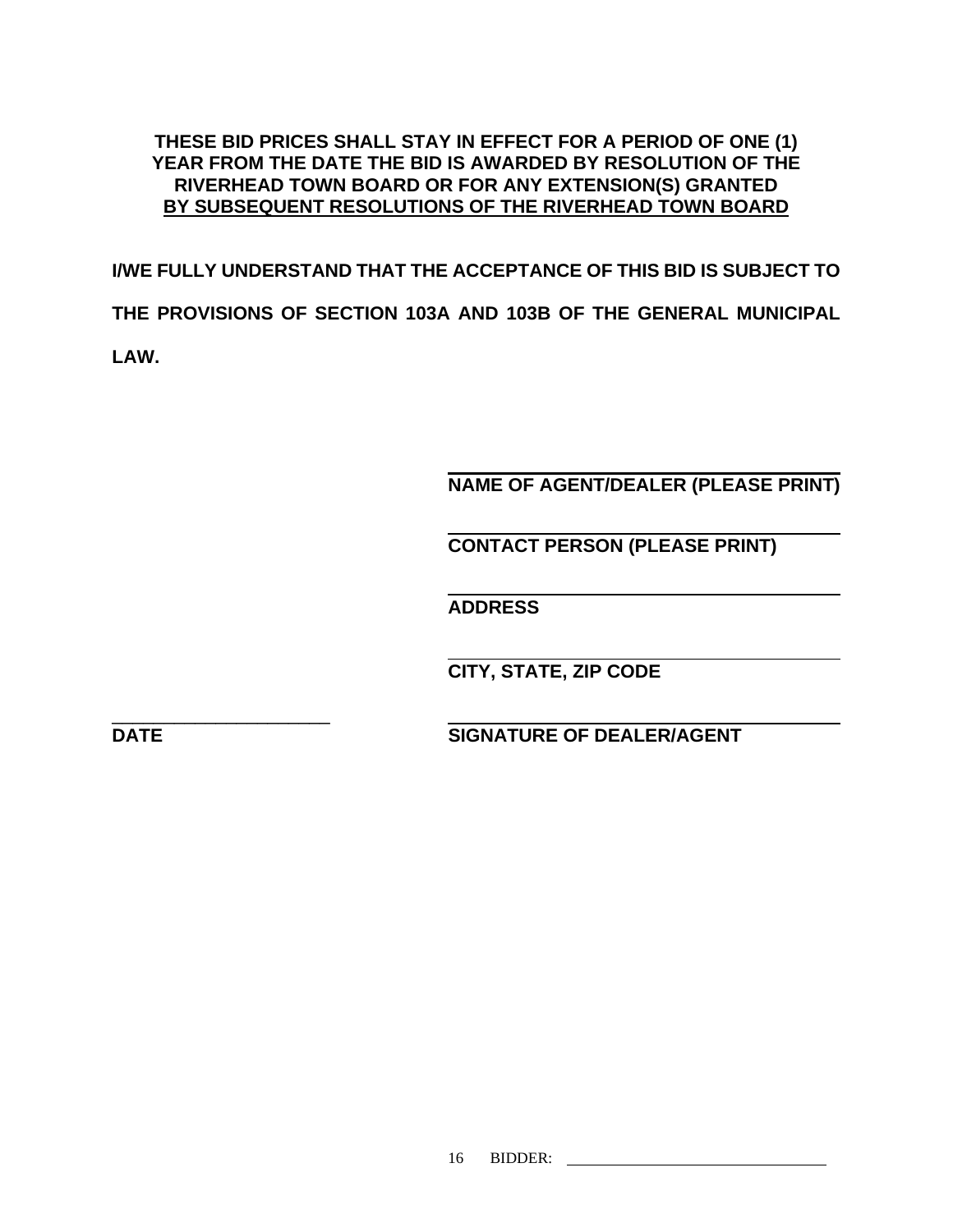**THESE BID PRICES SHALL STAY IN EFFECT FOR A PERIOD OF ONE (1) YEAR FROM THE DATE THE BID IS AWARDED BY RESOLUTION OF THE RIVERHEAD TOWN BOARD OR FOR ANY EXTENSION(S) GRANTED <u>BY SUBSEQUENT RESOLUTIONS OF THE RIVERHEAD TOWN BOARD</u>**

**I/WE FULLY UNDERSTAND THAT THE ACCEPTANCE OF THIS BID IS SUBJECT TO THE PROVISIONS OF SECTION 103A AND 103B OF THE GENERAL MUNICIPAL LAW.**

\_\_\_\_\_\_\_\_\_\_\_\_\_\_\_\_\_\_\_\_\_\_\_\_\_\_\_\_\_\_\_\_\_\_\_\_\_\_
**NAME OF AGENT/DEALER (PLEASE PRINT)**

\_\_\_\_\_\_\_\_\_\_\_\_\_\_\_\_\_\_\_\_\_\_\_\_\_\_\_\_\_\_\_\_\_\_\_\_\_\_
**CONTACT PERSON (PLEASE PRINT)**

\_\_\_\_\_\_\_\_\_\_\_\_\_\_\_\_\_\_\_\_\_\_\_\_\_\_\_\_\_\_\_\_\_\_\_\_\_\_
**ADDRESS**

\_\_\_\_\_\_\_\_\_\_\_\_\_\_\_\_\_\_\_\_\_\_\_\_\_\_\_\_\_\_\_\_\_\_\_\_\_\_
**CITY, STATE, ZIP CODE**

\_\_\_\_\_\_\_\_\_\_\_\_\_\_\_\_\_\_\_\_\_\_\_ \_\_\_\_\_\_\_\_\_\_\_\_\_\_\_\_\_\_\_\_\_\_\_\_\_\_\_\_\_\_\_\_\_\_\_\_\_\_
**DATE** **SIGNATURE OF DEALER/AGENT**

BIDDER: \_\_\_\_\_\_\_\_\_\_\_\_\_\_\_\_\_\_\_\_\_\_\_\_\_\_\_\_\_\_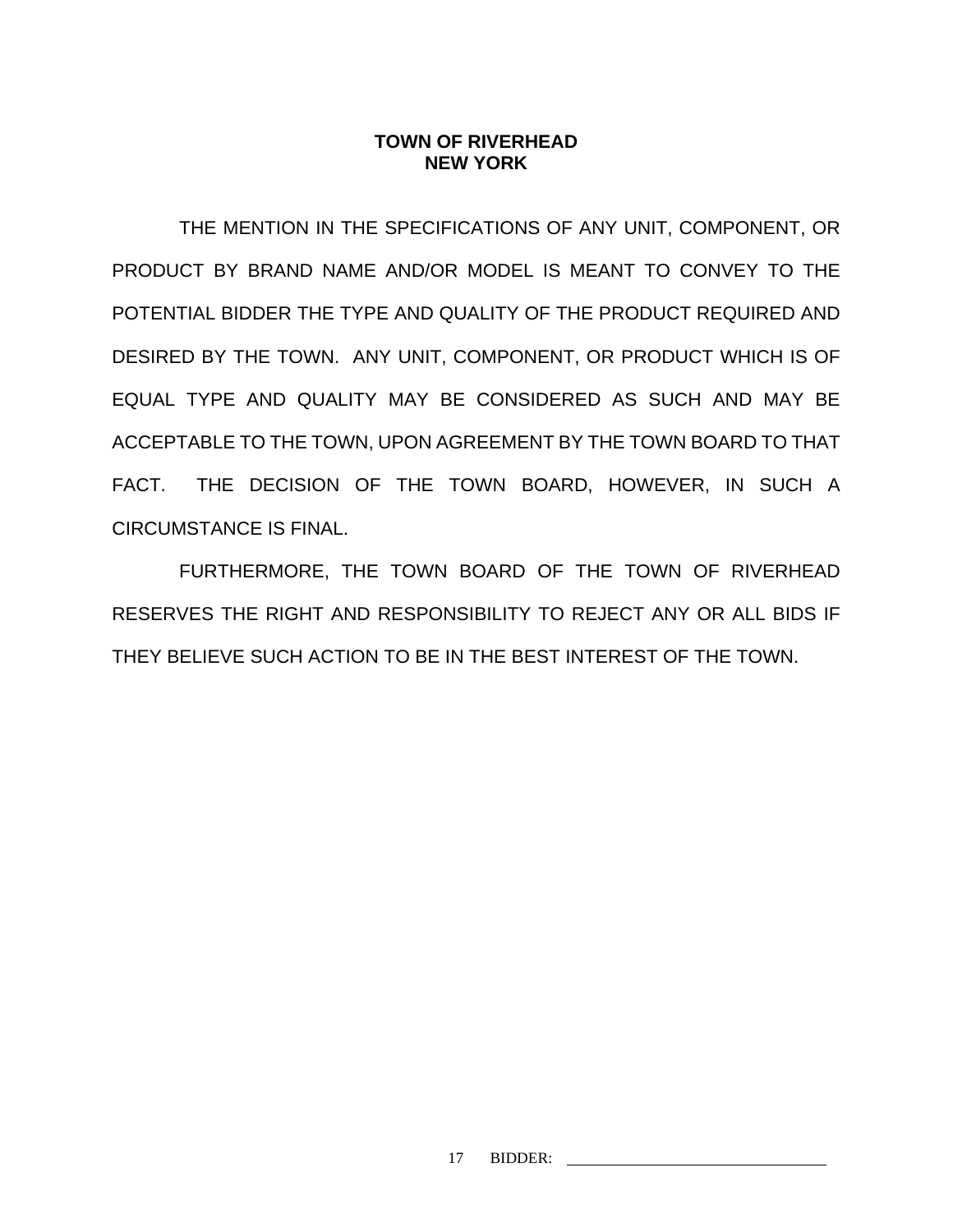**TOWN OF RIVERHEAD**
**NEW YORK**

THE MENTION IN THE SPECIFICATIONS OF ANY UNIT, COMPONENT, OR PRODUCT BY BRAND NAME AND/OR MODEL IS MEANT TO CONVEY TO THE POTENTIAL BIDDER THE TYPE AND QUALITY OF THE PRODUCT REQUIRED AND DESIRED BY THE TOWN. ANY UNIT, COMPONENT, OR PRODUCT WHICH IS OF EQUAL TYPE AND QUALITY MAY BE CONSIDERED AS SUCH AND MAY BE ACCEPTABLE TO THE TOWN, UPON AGREEMENT BY THE TOWN BOARD TO THAT FACT. THE DECISION OF THE TOWN BOARD, HOWEVER, IN SUCH A CIRCUMSTANCE IS FINAL.

FURTHERMORE, THE TOWN BOARD OF THE TOWN OF RIVERHEAD RESERVES THE RIGHT AND RESPONSIBILITY TO REJECT ANY OR ALL BIDS IF THEY BELIEVE SUCH ACTION TO BE IN THE BEST INTEREST OF THE TOWN.

BIDDER: ______________________________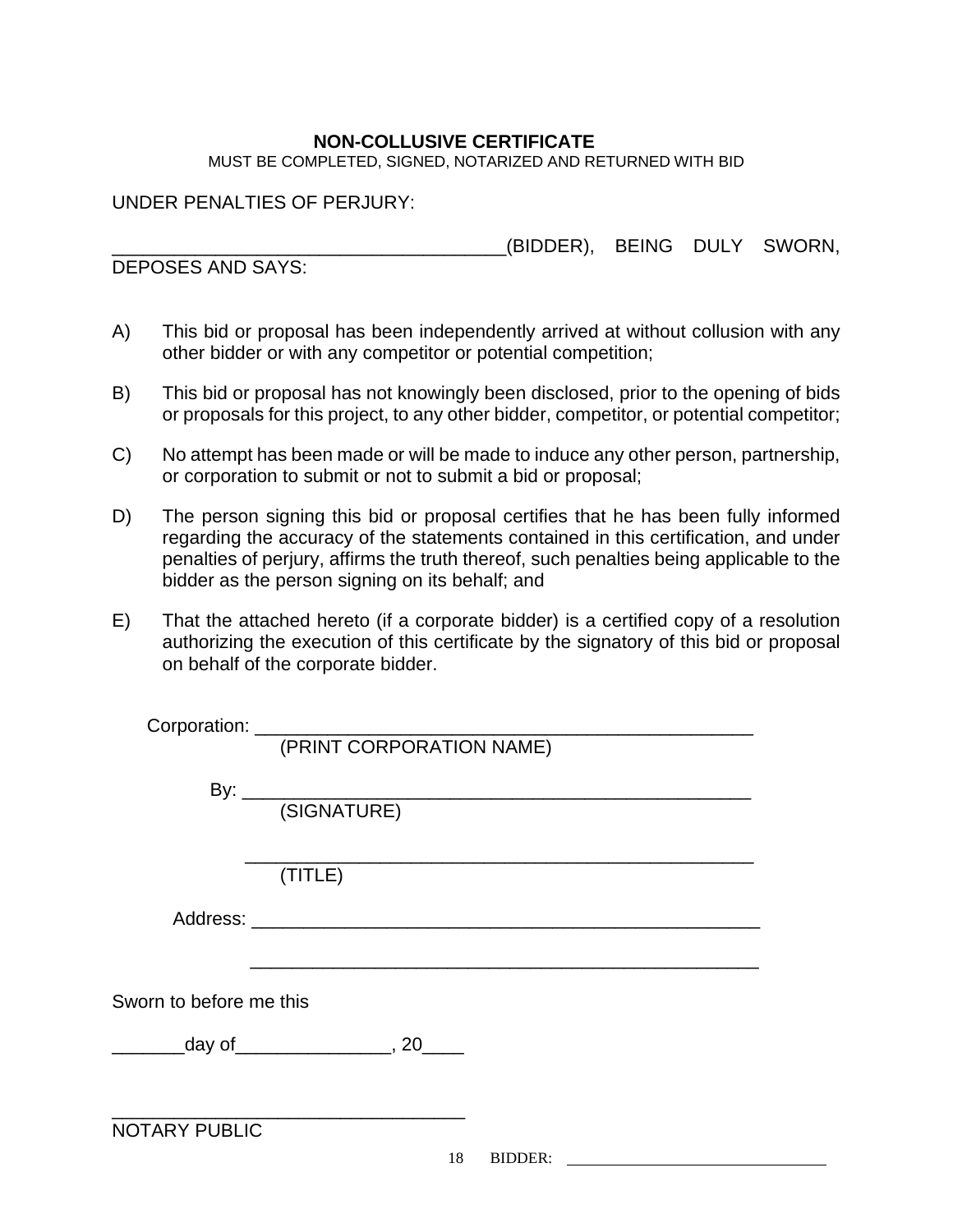## NON-COLLUSIVE CERTIFICATE

MUST BE COMPLETED, SIGNED, NOTARIZED AND RETURNED WITH BID

UNDER PENALTIES OF PERJURY:

_____________________________________(BIDDER), BEING DULY SWORN, DEPOSES AND SAYS:

A) This bid or proposal has been independently arrived at without collusion with any other bidder or with any competitor or potential competition;

B) This bid or proposal has not knowingly been disclosed, prior to the opening of bids or proposals for this project, to any other bidder, competitor, or potential competitor;

C) No attempt has been made or will be made to induce any other person, partnership, or corporation to submit or not to submit a bid or proposal;

D) The person signing this bid or proposal certifies that he has been fully informed regarding the accuracy of the statements contained in this certification, and under penalties of perjury, affirms the truth thereof, such penalties being applicable to the bidder as the person signing on its behalf; and

E) That the attached hereto (if a corporate bidder) is a certified copy of a resolution authorizing the execution of this certificate by the signatory of this bid or proposal on behalf of the corporate bidder.

Corporation: _______________________________________________
(PRINT CORPORATION NAME)

By: _______________________________________________
(SIGNATURE)

_______________________________________________
(TITLE)

Address: _______________________________________________

_______________________________________________

Sworn to before me this

_______day of_______________, 20____

___________________________________
NOTARY PUBLIC

BIDDER: ______________________________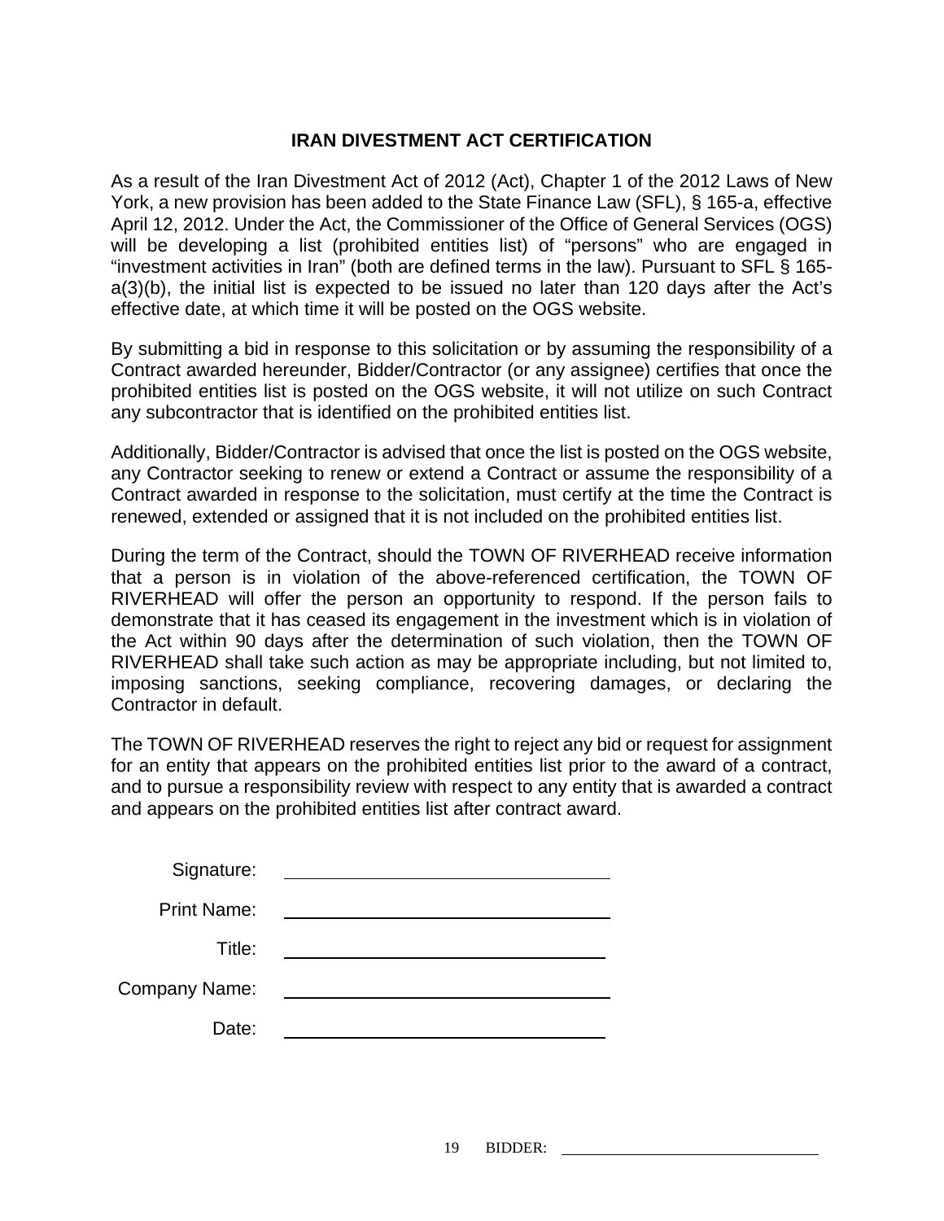## IRAN DIVESTMENT ACT CERTIFICATION

As a result of the Iran Divestment Act of 2012 (Act), Chapter 1 of the 2012 Laws of New York, a new provision has been added to the State Finance Law (SFL), § 165-a, effective April 12, 2012. Under the Act, the Commissioner of the Office of General Services (OGS) will be developing a list (prohibited entities list) of "persons" who are engaged in "investment activities in Iran" (both are defined terms in the law). Pursuant to SFL § 165-a(3)(b), the initial list is expected to be issued no later than 120 days after the Act's effective date, at which time it will be posted on the OGS website.

By submitting a bid in response to this solicitation or by assuming the responsibility of a Contract awarded hereunder, Bidder/Contractor (or any assignee) certifies that once the prohibited entities list is posted on the OGS website, it will not utilize on such Contract any subcontractor that is identified on the prohibited entities list.

Additionally, Bidder/Contractor is advised that once the list is posted on the OGS website, any Contractor seeking to renew or extend a Contract or assume the responsibility of a Contract awarded in response to the solicitation, must certify at the time the Contract is renewed, extended or assigned that it is not included on the prohibited entities list.

During the term of the Contract, should the TOWN OF RIVERHEAD receive information that a person is in violation of the above-referenced certification, the TOWN OF RIVERHEAD will offer the person an opportunity to respond. If the person fails to demonstrate that it has ceased its engagement in the investment which is in violation of the Act within 90 days after the determination of such violation, then the TOWN OF RIVERHEAD shall take such action as may be appropriate including, but not limited to, imposing sanctions, seeking compliance, recovering damages, or declaring the Contractor in default.

The TOWN OF RIVERHEAD reserves the right to reject any bid or request for assignment for an entity that appears on the prohibited entities list prior to the award of a contract, and to pursue a responsibility review with respect to any entity that is awarded a contract and appears on the prohibited entities list after contract award.

Signature: ______________________________

Print Name: ______________________________

Title: ______________________________

Company Name: ______________________________

Date: ______________________________

BIDDER: ______________________________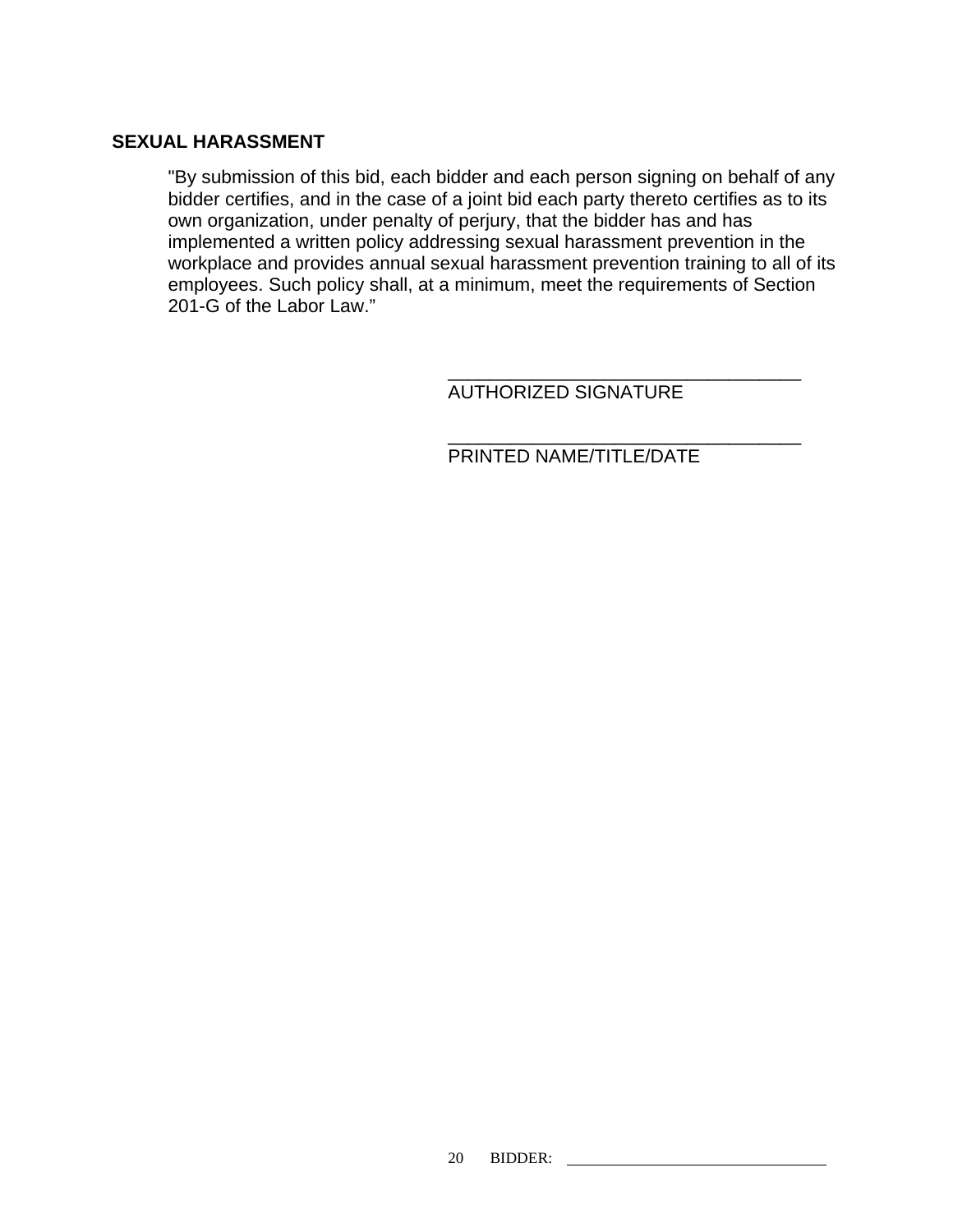## SEXUAL HARASSMENT

"By submission of this bid, each bidder and each person signing on behalf of any bidder certifies, and in the case of a joint bid each party thereto certifies as to its own organization, under penalty of perjury, that the bidder has and has implemented a written policy addressing sexual harassment prevention in the workplace and provides annual sexual harassment prevention training to all of its employees. Such policy shall, at a minimum, meet the requirements of Section 201-G of the Labor Law."

___________________________________
AUTHORIZED SIGNATURE

___________________________________
PRINTED NAME/TITLE/DATE

BIDDER: ___________________________________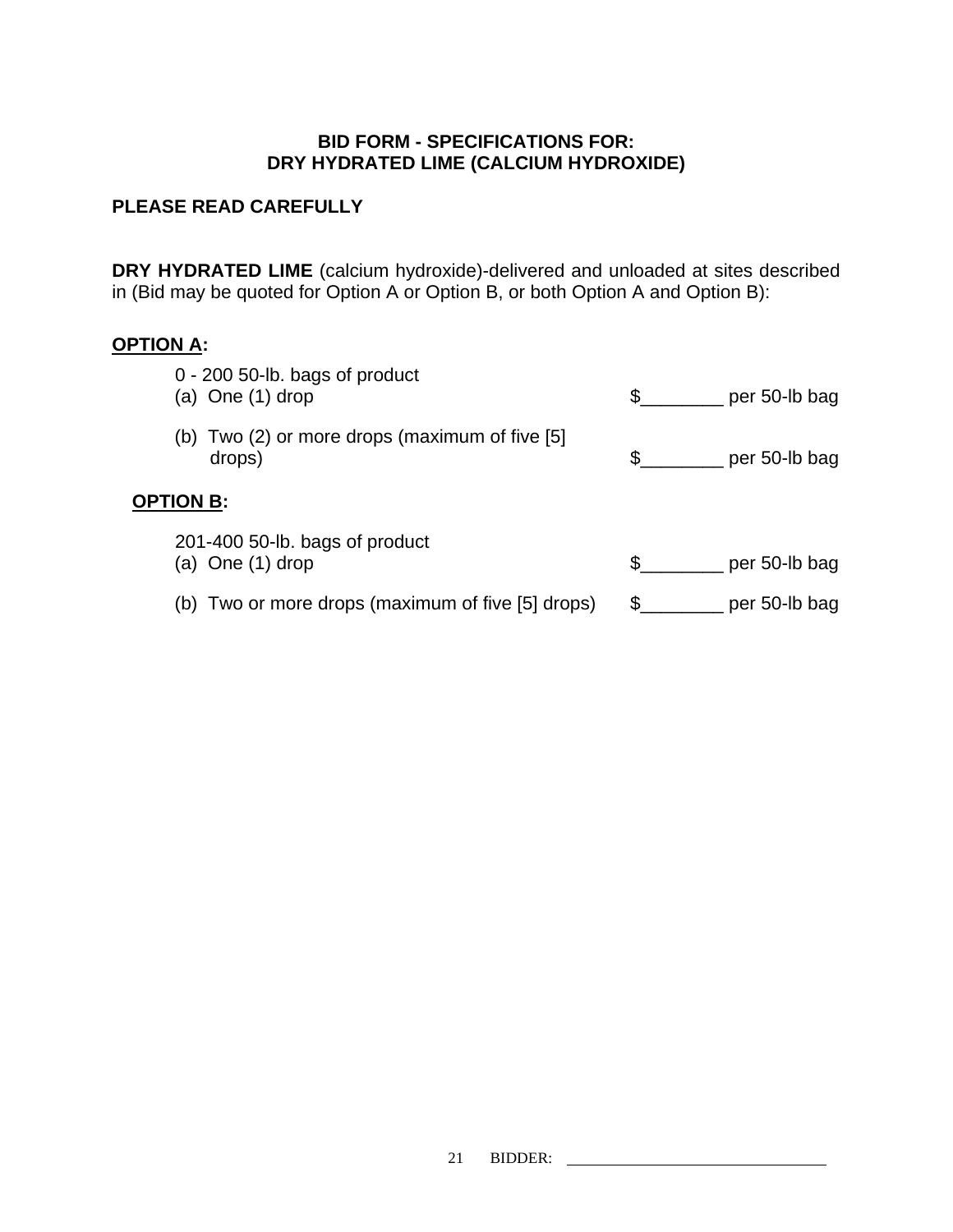# BID FORM - SPECIFICATIONS FOR:
# DRY HYDRATED LIME (CALCIUM HYDROXIDE)

**PLEASE READ CAREFULLY**

**DRY HYDRATED LIME** (calcium hydroxide)-delivered and unloaded at sites described in (Bid may be quoted for Option A or Option B, or both Option A and Option B):

**OPTION A:**

0 - 200 50-lb. bags of product

(a) One (1) drop $________ per 50-lb bag

(b) Two (2) or more drops (maximum of five [5] drops) $________ per 50-lb bag

**OPTION B:**

201-400 50-lb. bags of product

(a) One (1) drop $________ per 50-lb bag

(b) Two or more drops (maximum of five [5] drops) $________ per 50-lb bag

BIDDER: ________________________________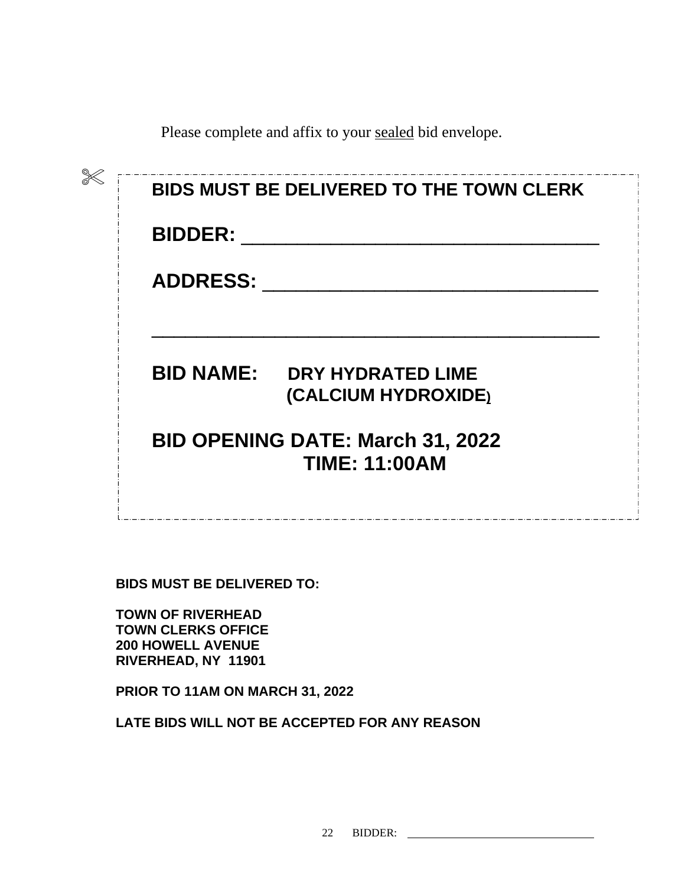Please complete and affix to your <u>sealed</u> bid envelope.

✂

**BIDS MUST BE DELIVERED TO THE TOWN CLERK**

**BIDDER: ________________________________**

**ADDRESS: ______________________________**

**________________________________________**

**BID NAME: DRY HYDRATED LIME (CALCIUM HYDROXIDE)**

**BID OPENING DATE: March 31, 2022**
**TIME: 11:00AM**

**BIDS MUST BE DELIVERED TO:**

**TOWN OF RIVERHEAD**
**TOWN CLERKS OFFICE**
**200 HOWELL AVENUE**
**RIVERHEAD, NY 11901**

**PRIOR TO 11AM ON MARCH 31, 2022**

**LATE BIDS WILL NOT BE ACCEPTED FOR ANY REASON**

BIDDER: ____________________